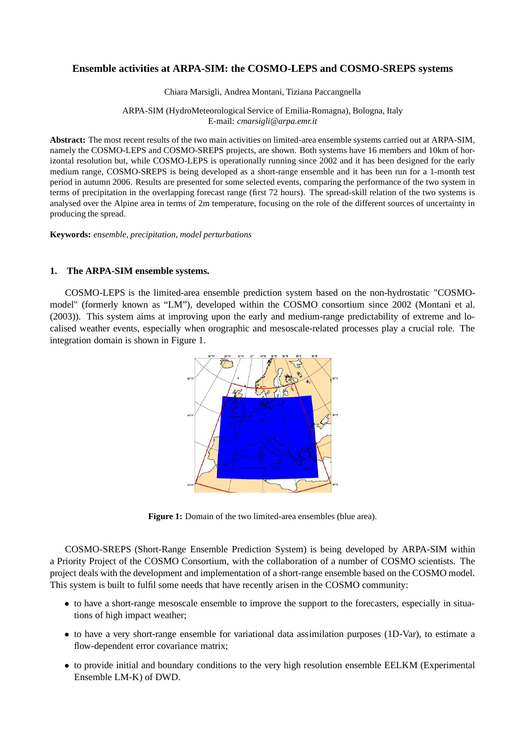# Ensemble activities at ARPA-SIM: the COSMO-LEPS and COSMO-SREPS systems

Chiara Marsigli, Andrea Montani, Tiziana Paccangnella

ARPA-SIM (HydroMeteorological Service of Emilia-Romagna), Bologna, Italy
E-mail: *cmarsigli@arpa.emr.it*

**Abstract:** The most recent results of the two main activities on limited-area ensemble systems carried out at ARPA-SIM, namely the COSMO-LEPS and COSMO-SREPS projects, are shown. Both systems have 16 members and 10km of horizontal resolution but, while COSMO-LEPS is operationally running since 2002 and it has been designed for the early medium range, COSMO-SREPS is being developed as a short-range ensemble and it has been run for a 1-month test period in autumn 2006. Results are presented for some selected events, comparing the performance of the two system in terms of precipitation in the overlapping forecast range (first 72 hours). The spread-skill relation of the two systems is analysed over the Alpine area in terms of 2m temperature, focusing on the role of the different sources of uncertainty in producing the spread.

**Keywords:** *ensemble, precipitation, model perturbations*

## 1. The ARPA-SIM ensemble systems.

COSMO-LEPS is the limited-area ensemble prediction system based on the non-hydrostatic "COSMO-model" (formerly known as "LM"), developed within the COSMO consortium since 2002 (Montani et al. (2003)). This system aims at improving upon the early and medium-range predictability of extreme and localised weather events, especially when orographic and mesoscale-related processes play a crucial role. The integration domain is shown in Figure 1.

**Figure 1:** Domain of the two limited-area ensembles (blue area).

COSMO-SREPS (Short-Range Ensemble Prediction System) is being developed by ARPA-SIM within a Priority Project of the COSMO Consortium, with the collaboration of a number of COSMO scientists. The project deals with the development and implementation of a short-range ensemble based on the COSMO model. This system is built to fulfil some needs that have recently arisen in the COSMO community:

- to have a short-range mesoscale ensemble to improve the support to the forecasters, especially in situations of high impact weather;
- to have a very short-range ensemble for variational data assimilation purposes (1D-Var), to estimate a flow-dependent error covariance matrix;
- to provide initial and boundary conditions to the very high resolution ensemble EELKM (Experimental Ensemble LM-K) of DWD.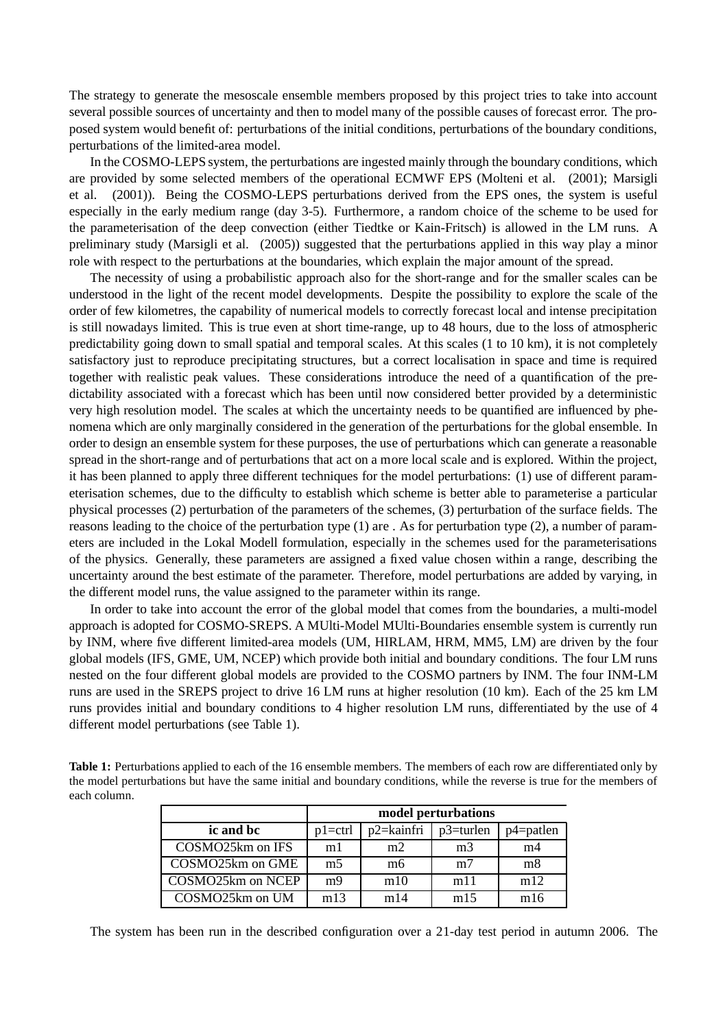The strategy to generate the mesoscale ensemble members proposed by this project tries to take into account several possible sources of uncertainty and then to model many of the possible causes of forecast error. The proposed system would benefit of: perturbations of the initial conditions, perturbations of the boundary conditions, perturbations of the limited-area model.

In the COSMO-LEPS system, the perturbations are ingested mainly through the boundary conditions, which are provided by some selected members of the operational ECMWF EPS (Molteni et al. (2001); Marsigli et al. (2001)). Being the COSMO-LEPS perturbations derived from the EPS ones, the system is useful especially in the early medium range (day 3-5). Furthermore, a random choice of the scheme to be used for the parameterisation of the deep convection (either Tiedtke or Kain-Fritsch) is allowed in the LM runs. A preliminary study (Marsigli et al. (2005)) suggested that the perturbations applied in this way play a minor role with respect to the perturbations at the boundaries, which explain the major amount of the spread.

The necessity of using a probabilistic approach also for the short-range and for the smaller scales can be understood in the light of the recent model developments. Despite the possibility to explore the scale of the order of few kilometres, the capability of numerical models to correctly forecast local and intense precipitation is still nowadays limited. This is true even at short time-range, up to 48 hours, due to the loss of atmospheric predictability going down to small spatial and temporal scales. At this scales (1 to 10 km), it is not completely satisfactory just to reproduce precipitating structures, but a correct localisation in space and time is required together with realistic peak values. These considerations introduce the need of a quantification of the predictability associated with a forecast which has been until now considered better provided by a deterministic very high resolution model. The scales at which the uncertainty needs to be quantified are influenced by phenomena which are only marginally considered in the generation of the perturbations for the global ensemble. In order to design an ensemble system for these purposes, the use of perturbations which can generate a reasonable spread in the short-range and of perturbations that act on a more local scale and is explored. Within the project, it has been planned to apply three different techniques for the model perturbations: (1) use of different parameterisation schemes, due to the difficulty to establish which scheme is better able to parameterise a particular physical processes (2) perturbation of the parameters of the schemes, (3) perturbation of the surface fields. The reasons leading to the choice of the perturbation type (1) are . As for perturbation type (2), a number of parameters are included in the Lokal Modell formulation, especially in the schemes used for the parameterisations of the physics. Generally, these parameters are assigned a fixed value chosen within a range, describing the uncertainty around the best estimate of the parameter. Therefore, model perturbations are added by varying, in the different model runs, the value assigned to the parameter within its range.

In order to take into account the error of the global model that comes from the boundaries, a multi-model approach is adopted for COSMO-SREPS. A MUlti-Model MUlti-Boundaries ensemble system is currently run by INM, where five different limited-area models (UM, HIRLAM, HRM, MM5, LM) are driven by the four global models (IFS, GME, UM, NCEP) which provide both initial and boundary conditions. The four LM runs nested on the four different global models are provided to the COSMO partners by INM. The four INM-LM runs are used in the SREPS project to drive 16 LM runs at higher resolution (10 km). Each of the 25 km LM runs provides initial and boundary conditions to 4 higher resolution LM runs, differentiated by the use of 4 different model perturbations (see Table 1).

**Table 1:** Perturbations applied to each of the 16 ensemble members. The members of each row are differentiated only by the model perturbations but have the same initial and boundary conditions, while the reverse is true for the members of each column.

| | **model perturbations** | | | |
|---|---|---|---|---|
| **ic and bc** | p1=ctrl | p2=kainfri | p3=turlen | p4=patlen |
| COSMO25km on IFS | m1 | m2 | m3 | m4 |
| COSMO25km on GME | m5 | m6 | m7 | m8 |
| COSMO25km on NCEP | m9 | m10 | m11 | m12 |
| COSMO25km on UM | m13 | m14 | m15 | m16 |

The system has been run in the described configuration over a 21-day test period in autumn 2006. The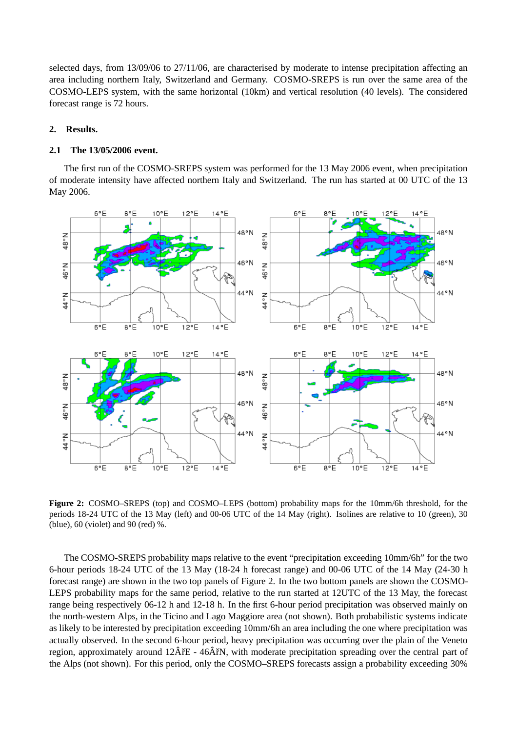selected days, from 13/09/06 to 27/11/06, are characterised by moderate to intense precipitation affecting an area including northern Italy, Switzerland and Germany. COSMO-SREPS is run over the same area of the COSMO-LEPS system, with the same horizontal (10km) and vertical resolution (40 levels). The considered forecast range is 72 hours.

## 2. Results.

### 2.1 The 13/05/2006 event.

The first run of the COSMO-SREPS system was performed for the 13 May 2006 event, when precipitation of moderate intensity have affected northern Italy and Switzerland. The run has started at 00 UTC of the 13 May 2006.

**Figure 2:** COSMO–SREPS (top) and COSMO–LEPS (bottom) probability maps for the 10mm/6h threshold, for the periods 18-24 UTC of the 13 May (left) and 00-06 UTC of the 14 May (right). Isolines are relative to 10 (green), 30 (blue), 60 (violet) and 90 (red) %.

The COSMO-SREPS probability maps relative to the event “precipitation exceeding 10mm/6h” for the two 6-hour periods 18-24 UTC of the 13 May (18-24 h forecast range) and 00-06 UTC of the 14 May (24-30 h forecast range) are shown in the two top panels of Figure 2. In the two bottom panels are shown the COSMO-LEPS probability maps for the same period, relative to the run started at 12UTC of the 13 May, the forecast range being respectively 06-12 h and 12-18 h. In the first 6-hour period precipitation was observed mainly on the north-western Alps, in the Ticino and Lago Maggiore area (not shown). Both probabilistic systems indicate as likely to be interested by precipitation exceeding 10mm/6h an area including the one where precipitation was actually observed. In the second 6-hour period, heavy precipitation was occurring over the plain of the Veneto region, approximately around 12ÂřE - 46ÂřN, with moderate precipitation spreading over the central part of the Alps (not shown). For this period, only the COSMO–SREPS forecasts assign a probability exceeding 30%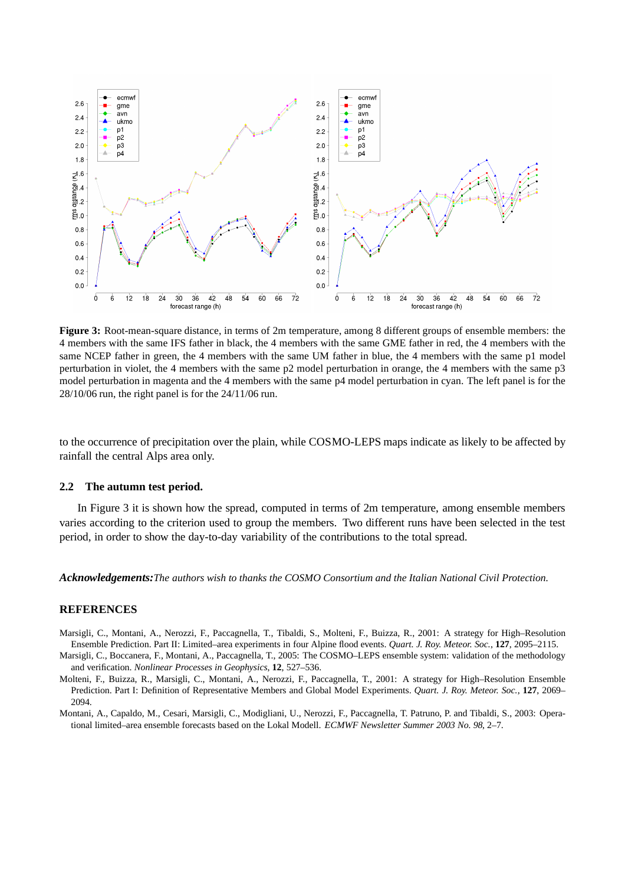ecmwf
gme
avn
ukmo
p1
p2
p3
p4

rms distance (K)

forecast range (h)

0.0 0.2 0.4 0.6 0.8 1.0 1.2 1.4 1.6 1.8 2.0 2.2 2.4 2.6

0 6 12 18 24 30 36 42 48 54 60 66 72

ecmwf
gme
avn
ukmo
p1
p2
p3
p4

rms distance (K)

forecast range (h)

0.0 0.2 0.4 0.6 0.8 1.0 1.2 1.4 1.6 1.8 2.0 2.2 2.4 2.6

0 6 12 18 24 30 36 42 48 54 60 66 72

**Figure 3:** Root-mean-square distance, in terms of 2m temperature, among 8 different groups of ensemble members: the 4 members with the same IFS father in black, the 4 members with the same GME father in red, the 4 members with the same NCEP father in green, the 4 members with the same UM father in blue, the 4 members with the same p1 model perturbation in violet, the 4 members with the same p2 model perturbation in orange, the 4 members with the same p3 model perturbation in magenta and the 4 members with the same p4 model perturbation in cyan. The left panel is for the 28/10/06 run, the right panel is for the 24/11/06 run.

to the occurrence of precipitation over the plain, while COSMO-LEPS maps indicate as likely to be affected by rainfall the central Alps area only.

### 2.2 The autumn test period.

In Figure 3 it is shown how the spread, computed in terms of 2m temperature, among ensemble members varies according to the criterion used to group the members. Two different runs have been selected in the test period, in order to show the day-to-day variability of the contributions to the total spread.

***Acknowledgements:*** *The authors wish to thanks the COSMO Consortium and the Italian National Civil Protection.*

## REFERENCES

Marsigli, C., Montani, A., Nerozzi, F., Paccagnella, T., Tibaldi, S., Molteni, F., Buizza, R., 2001: A strategy for High–Resolution Ensemble Prediction. Part II: Limited–area experiments in four Alpine flood events. *Quart. J. Roy. Meteor. Soc.*, **127**, 2095–2115.

Marsigli, C., Boccanera, F., Montani, A., Paccagnella, T., 2005: The COSMO–LEPS ensemble system: validation of the methodology and verification. *Nonlinear Processes in Geophysics*, **12**, 527–536.

Molteni, F., Buizza, R., Marsigli, C., Montani, A., Nerozzi, F., Paccagnella, T., 2001: A strategy for High–Resolution Ensemble Prediction. Part I: Definition of Representative Members and Global Model Experiments. *Quart. J. Roy. Meteor. Soc.*, **127**, 2069–2094.

Montani, A., Capaldo, M., Cesari, Marsigli, C., Modigliani, U., Nerozzi, F., Paccagnella, T. Patruno, P. and Tibaldi, S., 2003: Operational limited–area ensemble forecasts based on the Lokal Modell. *ECMWF Newsletter Summer 2003 No. 98*, 2–7.